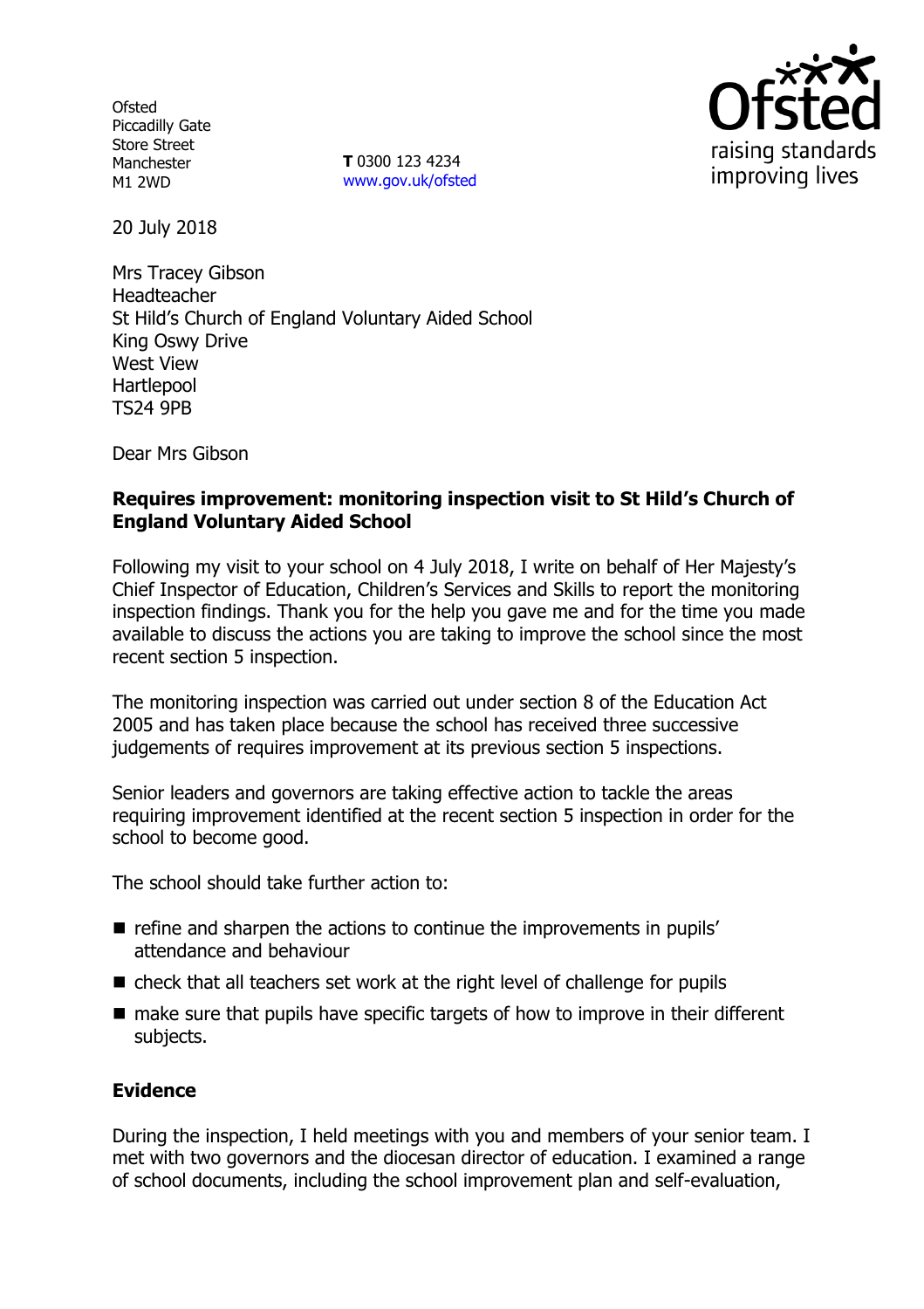Ofsted
Piccadilly Gate
Store Street
Manchester
M1 2WD

**T** 0300 123 4234
www.gov.uk/ofsted

20 July 2018

Mrs Tracey Gibson
Headteacher
St Hild's Church of England Voluntary Aided School
King Oswy Drive
West View
Hartlepool
TS24 9PB

Dear Mrs Gibson

**Requires improvement: monitoring inspection visit to St Hild's Church of England Voluntary Aided School**

Following my visit to your school on 4 July 2018, I write on behalf of Her Majesty's Chief Inspector of Education, Children's Services and Skills to report the monitoring inspection findings. Thank you for the help you gave me and for the time you made available to discuss the actions you are taking to improve the school since the most recent section 5 inspection.

The monitoring inspection was carried out under section 8 of the Education Act 2005 and has taken place because the school has received three successive judgements of requires improvement at its previous section 5 inspections.

Senior leaders and governors are taking effective action to tackle the areas requiring improvement identified at the recent section 5 inspection in order for the school to become good.

The school should take further action to:

- refine and sharpen the actions to continue the improvements in pupils' attendance and behaviour
- check that all teachers set work at the right level of challenge for pupils
- make sure that pupils have specific targets of how to improve in their different subjects.

**Evidence**

During the inspection, I held meetings with you and members of your senior team. I met with two governors and the diocesan director of education. I examined a range of school documents, including the school improvement plan and self-evaluation,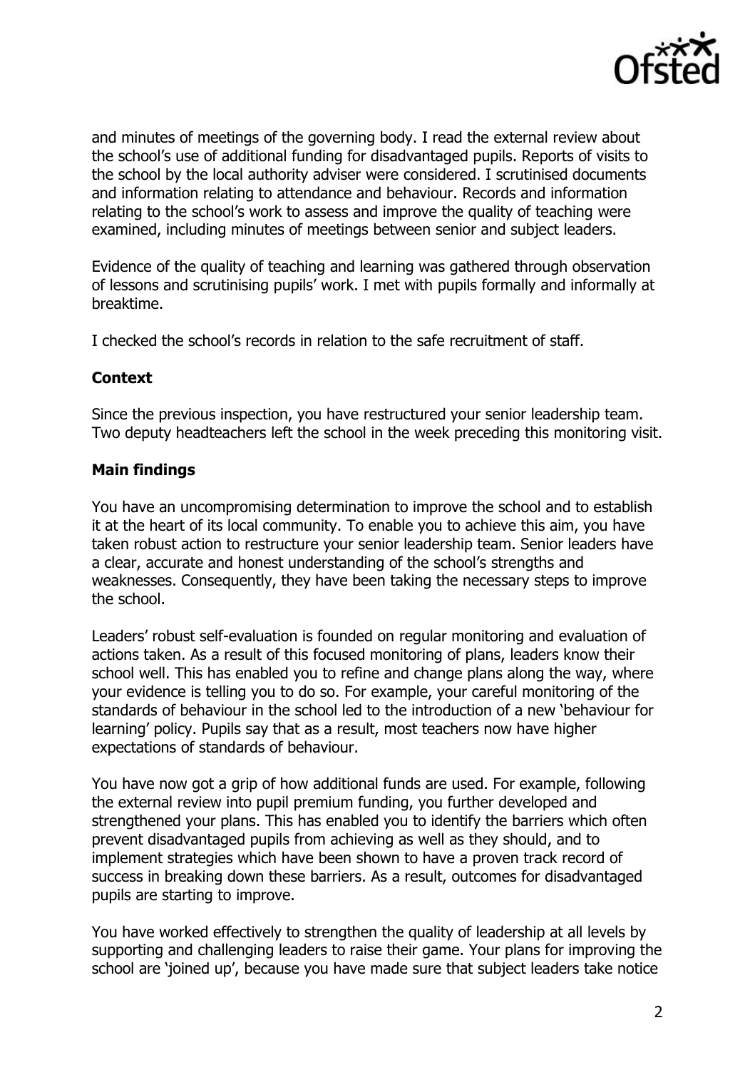and minutes of meetings of the governing body. I read the external review about the school's use of additional funding for disadvantaged pupils. Reports of visits to the school by the local authority adviser were considered. I scrutinised documents and information relating to attendance and behaviour. Records and information relating to the school's work to assess and improve the quality of teaching were examined, including minutes of meetings between senior and subject leaders.

Evidence of the quality of teaching and learning was gathered through observation of lessons and scrutinising pupils' work. I met with pupils formally and informally at breaktime.

I checked the school's records in relation to the safe recruitment of staff.

## Context

Since the previous inspection, you have restructured your senior leadership team. Two deputy headteachers left the school in the week preceding this monitoring visit.

## Main findings

You have an uncompromising determination to improve the school and to establish it at the heart of its local community. To enable you to achieve this aim, you have taken robust action to restructure your senior leadership team. Senior leaders have a clear, accurate and honest understanding of the school's strengths and weaknesses. Consequently, they have been taking the necessary steps to improve the school.

Leaders' robust self-evaluation is founded on regular monitoring and evaluation of actions taken. As a result of this focused monitoring of plans, leaders know their school well. This has enabled you to refine and change plans along the way, where your evidence is telling you to do so. For example, your careful monitoring of the standards of behaviour in the school led to the introduction of a new 'behaviour for learning' policy. Pupils say that as a result, most teachers now have higher expectations of standards of behaviour.

You have now got a grip of how additional funds are used. For example, following the external review into pupil premium funding, you further developed and strengthened your plans. This has enabled you to identify the barriers which often prevent disadvantaged pupils from achieving as well as they should, and to implement strategies which have been shown to have a proven track record of success in breaking down these barriers. As a result, outcomes for disadvantaged pupils are starting to improve.

You have worked effectively to strengthen the quality of leadership at all levels by supporting and challenging leaders to raise their game. Your plans for improving the school are 'joined up', because you have made sure that subject leaders take notice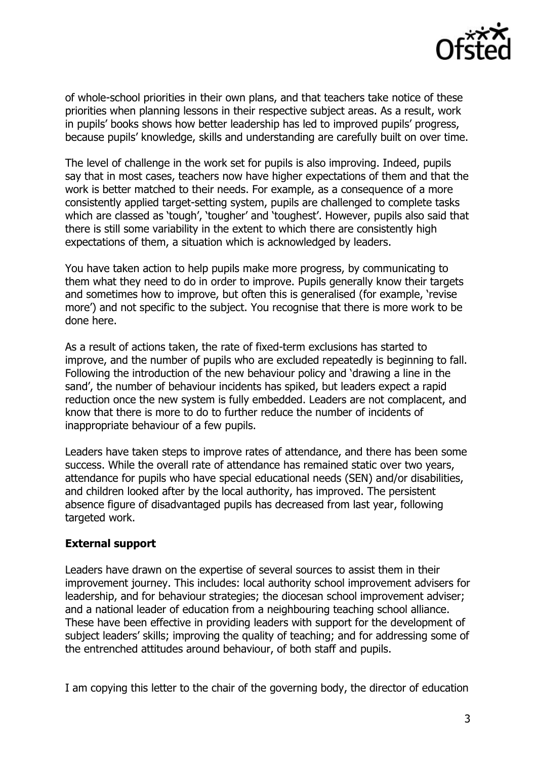of whole-school priorities in their own plans, and that teachers take notice of these priorities when planning lessons in their respective subject areas. As a result, work in pupils' books shows how better leadership has led to improved pupils' progress, because pupils' knowledge, skills and understanding are carefully built on over time.

The level of challenge in the work set for pupils is also improving. Indeed, pupils say that in most cases, teachers now have higher expectations of them and that the work is better matched to their needs. For example, as a consequence of a more consistently applied target-setting system, pupils are challenged to complete tasks which are classed as 'tough', 'tougher' and 'toughest'. However, pupils also said that there is still some variability in the extent to which there are consistently high expectations of them, a situation which is acknowledged by leaders.

You have taken action to help pupils make more progress, by communicating to them what they need to do in order to improve. Pupils generally know their targets and sometimes how to improve, but often this is generalised (for example, 'revise more') and not specific to the subject. You recognise that there is more work to be done here.

As a result of actions taken, the rate of fixed-term exclusions has started to improve, and the number of pupils who are excluded repeatedly is beginning to fall. Following the introduction of the new behaviour policy and 'drawing a line in the sand', the number of behaviour incidents has spiked, but leaders expect a rapid reduction once the new system is fully embedded. Leaders are not complacent, and know that there is more to do to further reduce the number of incidents of inappropriate behaviour of a few pupils.

Leaders have taken steps to improve rates of attendance, and there has been some success. While the overall rate of attendance has remained static over two years, attendance for pupils who have special educational needs (SEN) and/or disabilities, and children looked after by the local authority, has improved. The persistent absence figure of disadvantaged pupils has decreased from last year, following targeted work.

**External support**

Leaders have drawn on the expertise of several sources to assist them in their improvement journey. This includes: local authority school improvement advisers for leadership, and for behaviour strategies; the diocesan school improvement adviser; and a national leader of education from a neighbouring teaching school alliance. These have been effective in providing leaders with support for the development of subject leaders' skills; improving the quality of teaching; and for addressing some of the entrenched attitudes around behaviour, of both staff and pupils.

I am copying this letter to the chair of the governing body, the director of education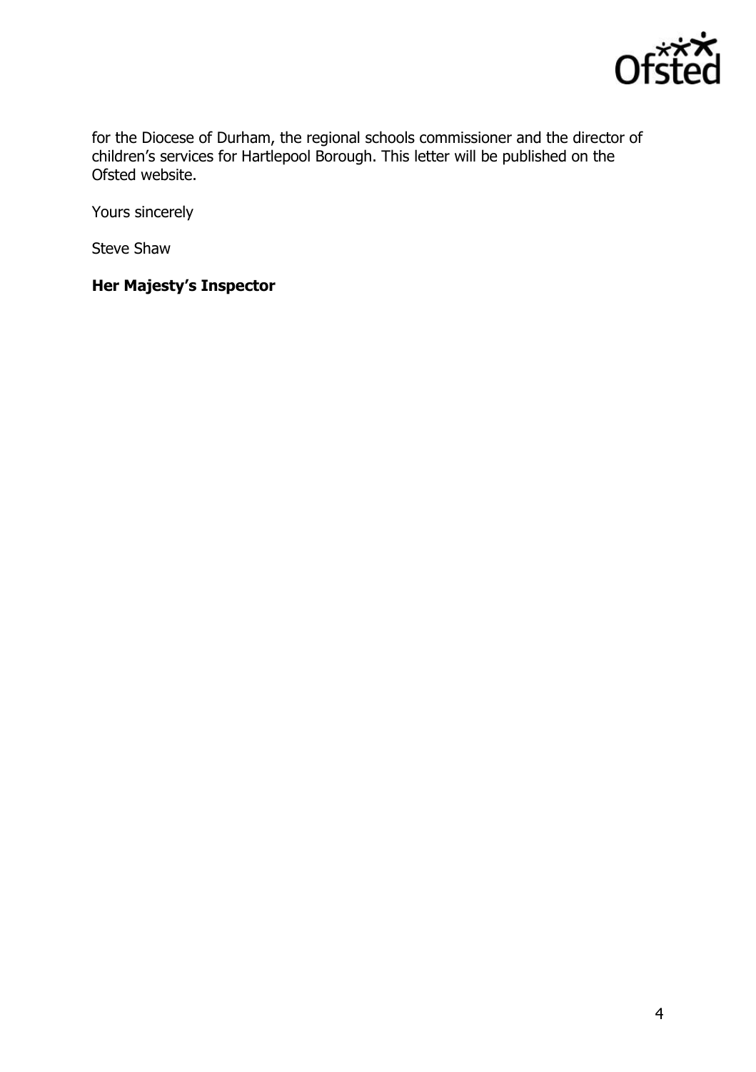for the Diocese of Durham, the regional schools commissioner and the director of children's services for Hartlepool Borough. This letter will be published on the Ofsted website.

Yours sincerely

Steve Shaw

**Her Majesty's Inspector**